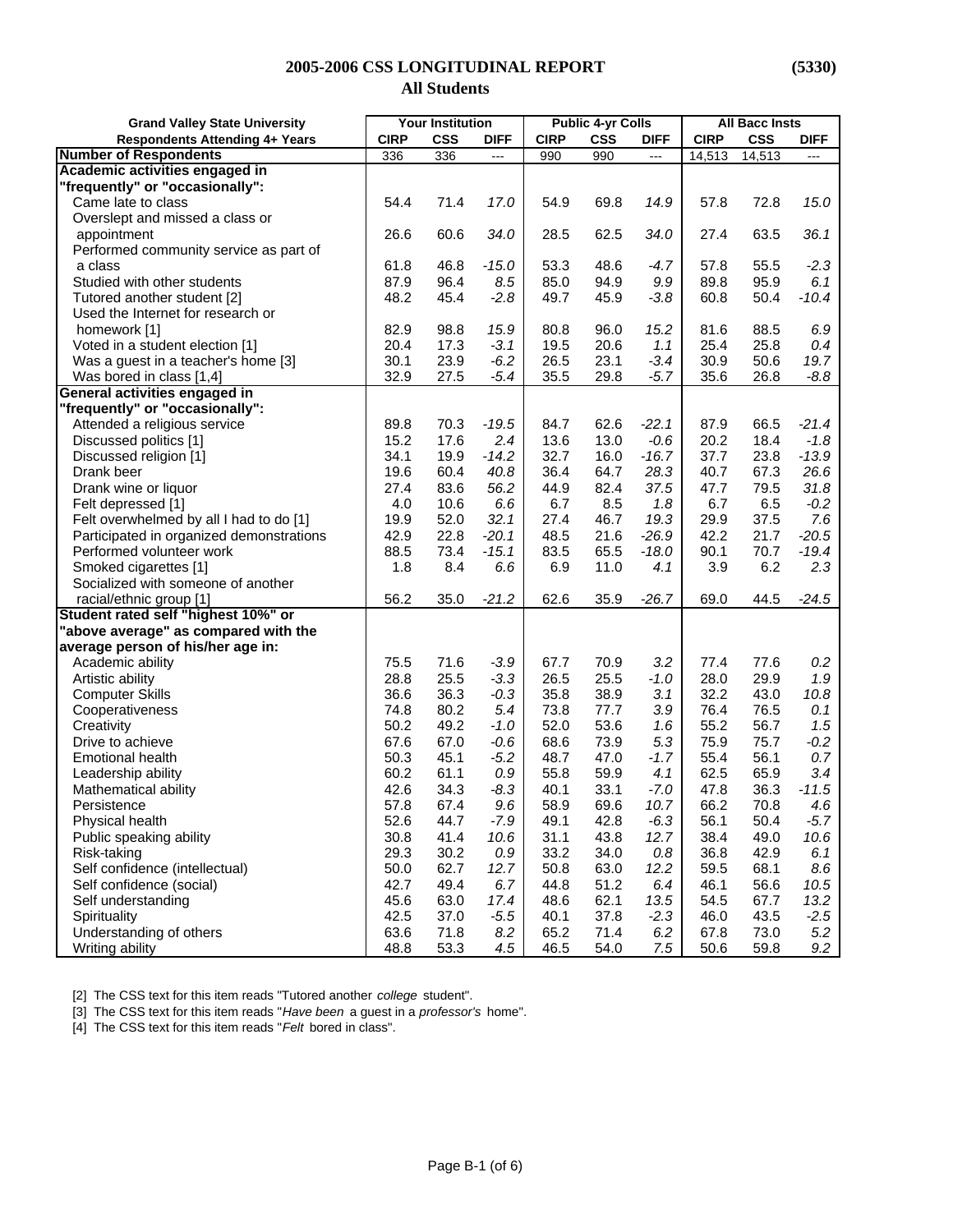## 2005-2006 CSS LONGITUDINAL REPORT (5330)

### All Students

| Grand Valley State University | Your Institution | | | Public 4-yr Colls | | | All Bacc Insts | | |
|---|---|---|---|---|---|---|---|---|---|
| Respondents Attending 4+ Years | CIRP | CSS | DIFF | CIRP | CSS | DIFF | CIRP | CSS | DIFF |
| **Number of Respondents** | 336 | 336 | --- | 990 | 990 | --- | 14,513 | 14,513 | --- |
| **Academic activities engaged in "frequently" or "occasionally":** | | | | | | | | | |
| Came late to class | 54.4 | 71.4 | *17.0* | 54.9 | 69.8 | *14.9* | 57.8 | 72.8 | *15.0* |
| Overslept and missed a class or appointment | 26.6 | 60.6 | *34.0* | 28.5 | 62.5 | *34.0* | 27.4 | 63.5 | *36.1* |
| Performed community service as part of a class | 61.8 | 46.8 | *-15.0* | 53.3 | 48.6 | *-4.7* | 57.8 | 55.5 | *-2.3* |
| Studied with other students | 87.9 | 96.4 | *8.5* | 85.0 | 94.9 | *9.9* | 89.8 | 95.9 | *6.1* |
| Tutored another student [2] | 48.2 | 45.4 | *-2.8* | 49.7 | 45.9 | *-3.8* | 60.8 | 50.4 | *-10.4* |
| Used the Internet for research or homework [1] | 82.9 | 98.8 | *15.9* | 80.8 | 96.0 | *15.2* | 81.6 | 88.5 | *6.9* |
| Voted in a student election [1] | 20.4 | 17.3 | *-3.1* | 19.5 | 20.6 | *1.1* | 25.4 | 25.8 | *0.4* |
| Was a guest in a teacher's home [3] | 30.1 | 23.9 | *-6.2* | 26.5 | 23.1 | *-3.4* | 30.9 | 50.6 | *19.7* |
| Was bored in class [1,4] | 32.9 | 27.5 | *-5.4* | 35.5 | 29.8 | *-5.7* | 35.6 | 26.8 | *-8.8* |
| **General activities engaged in "frequently" or "occasionally":** | | | | | | | | | |
| Attended a religious service | 89.8 | 70.3 | *-19.5* | 84.7 | 62.6 | *-22.1* | 87.9 | 66.5 | *-21.4* |
| Discussed politics [1] | 15.2 | 17.6 | *2.4* | 13.6 | 13.0 | *-0.6* | 20.2 | 18.4 | *-1.8* |
| Discussed religion [1] | 34.1 | 19.9 | *-14.2* | 32.7 | 16.0 | *-16.7* | 37.7 | 23.8 | *-13.9* |
| Drank beer | 19.6 | 60.4 | *40.8* | 36.4 | 64.7 | *28.3* | 40.7 | 67.3 | *26.6* |
| Drank wine or liquor | 27.4 | 83.6 | *56.2* | 44.9 | 82.4 | *37.5* | 47.7 | 79.5 | *31.8* |
| Felt depressed [1] | 4.0 | 10.6 | *6.6* | 6.7 | 8.5 | *1.8* | 6.7 | 6.5 | *-0.2* |
| Felt overwhelmed by all I had to do [1] | 19.9 | 52.0 | *32.1* | 27.4 | 46.7 | *19.3* | 29.9 | 37.5 | *7.6* |
| Participated in organized demonstrations | 42.9 | 22.8 | *-20.1* | 48.5 | 21.6 | *-26.9* | 42.2 | 21.7 | *-20.5* |
| Performed volunteer work | 88.5 | 73.4 | *-15.1* | 83.5 | 65.5 | *-18.0* | 90.1 | 70.7 | *-19.4* |
| Smoked cigarettes [1] | 1.8 | 8.4 | *6.6* | 6.9 | 11.0 | *4.1* | 3.9 | 6.2 | *2.3* |
| Socialized with someone of another racial/ethnic group [1] | 56.2 | 35.0 | *-21.2* | 62.6 | 35.9 | *-26.7* | 69.0 | 44.5 | *-24.5* |
| **Student rated self "highest 10%" or "above average" as compared with the average person of his/her age in:** | | | | | | | | | |
| Academic ability | 75.5 | 71.6 | *-3.9* | 67.7 | 70.9 | *3.2* | 77.4 | 77.6 | *0.2* |
| Artistic ability | 28.8 | 25.5 | *-3.3* | 26.5 | 25.5 | *-1.0* | 28.0 | 29.9 | *1.9* |
| Computer Skills | 36.6 | 36.3 | *-0.3* | 35.8 | 38.9 | *3.1* | 32.2 | 43.0 | *10.8* |
| Cooperativeness | 74.8 | 80.2 | *5.4* | 73.8 | 77.7 | *3.9* | 76.4 | 76.5 | *0.1* |
| Creativity | 50.2 | 49.2 | *-1.0* | 52.0 | 53.6 | *1.6* | 55.2 | 56.7 | *1.5* |
| Drive to achieve | 67.6 | 67.0 | *-0.6* | 68.6 | 73.9 | *5.3* | 75.9 | 75.7 | *-0.2* |
| Emotional health | 50.3 | 45.1 | *-5.2* | 48.7 | 47.0 | *-1.7* | 55.4 | 56.1 | *0.7* |
| Leadership ability | 60.2 | 61.1 | *0.9* | 55.8 | 59.9 | *4.1* | 62.5 | 65.9 | *3.4* |
| Mathematical ability | 42.6 | 34.3 | *-8.3* | 40.1 | 33.1 | *-7.0* | 47.8 | 36.3 | *-11.5* |
| Persistence | 57.8 | 67.4 | *9.6* | 58.9 | 69.6 | *10.7* | 66.2 | 70.8 | *4.6* |
| Physical health | 52.6 | 44.7 | *-7.9* | 49.1 | 42.8 | *-6.3* | 56.1 | 50.4 | *-5.7* |
| Public speaking ability | 30.8 | 41.4 | *10.6* | 31.1 | 43.8 | *12.7* | 38.4 | 49.0 | *10.6* |
| Risk-taking | 29.3 | 30.2 | *0.9* | 33.2 | 34.0 | *0.8* | 36.8 | 42.9 | *6.1* |
| Self confidence (intellectual) | 50.0 | 62.7 | *12.7* | 50.8 | 63.0 | *12.2* | 59.5 | 68.1 | *8.6* |
| Self confidence (social) | 42.7 | 49.4 | *6.7* | 44.8 | 51.2 | *6.4* | 46.1 | 56.6 | *10.5* |
| Self understanding | 45.6 | 63.0 | *17.4* | 48.6 | 62.1 | *13.5* | 54.5 | 67.7 | *13.2* |
| Spirituality | 42.5 | 37.0 | *-5.5* | 40.1 | 37.8 | *-2.3* | 46.0 | 43.5 | *-2.5* |
| Understanding of others | 63.6 | 71.8 | *8.2* | 65.2 | 71.4 | *6.2* | 67.8 | 73.0 | *5.2* |
| Writing ability | 48.8 | 53.3 | *4.5* | 46.5 | 54.0 | *7.5* | 50.6 | 59.8 | *9.2* |

[2] The CSS text for this item reads "Tutored another *college* student".

[3] The CSS text for this item reads "*Have been* a guest in a *professor's* home".

[4] The CSS text for this item reads "*Felt* bored in class".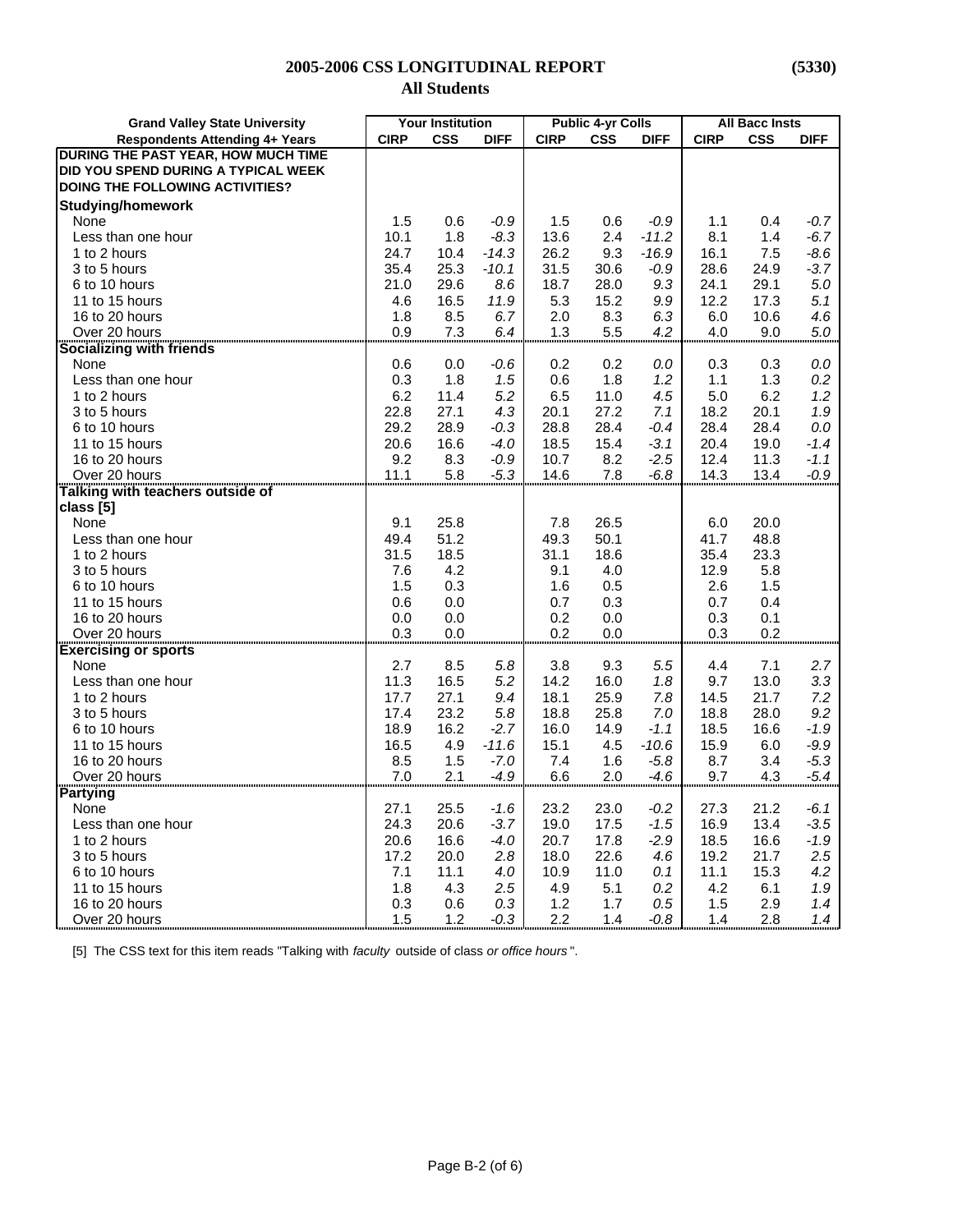**2005-2006 CSS LONGITUDINAL REPORT (5330)**

**All Students**

| Grand Valley State University | Your Institution | | | Public 4-yr Colls | | | All Bacc Insts | | |
|---|---|---|---|---|---|---|---|---|---|
| **Respondents Attending 4+ Years** | **CIRP** | **CSS** | **DIFF** | **CIRP** | **CSS** | **DIFF** | **CIRP** | **CSS** | **DIFF** |
| **DURING THE PAST YEAR, HOW MUCH TIME DID YOU SPEND DURING A TYPICAL WEEK DOING THE FOLLOWING ACTIVITIES?** | | | | | | | | | |
| **Studying/homework** | | | | | | | | | |
| None | 1.5 | 0.6 | *-0.9* | 1.5 | 0.6 | *-0.9* | 1.1 | 0.4 | *-0.7* |
| Less than one hour | 10.1 | 1.8 | *-8.3* | 13.6 | 2.4 | *-11.2* | 8.1 | 1.4 | *-6.7* |
| 1 to 2 hours | 24.7 | 10.4 | *-14.3* | 26.2 | 9.3 | *-16.9* | 16.1 | 7.5 | *-8.6* |
| 3 to 5 hours | 35.4 | 25.3 | *-10.1* | 31.5 | 30.6 | *-0.9* | 28.6 | 24.9 | *-3.7* |
| 6 to 10 hours | 21.0 | 29.6 | *8.6* | 18.7 | 28.0 | *9.3* | 24.1 | 29.1 | *5.0* |
| 11 to 15 hours | 4.6 | 16.5 | *11.9* | 5.3 | 15.2 | *9.9* | 12.2 | 17.3 | *5.1* |
| 16 to 20 hours | 1.8 | 8.5 | *6.7* | 2.0 | 8.3 | *6.3* | 6.0 | 10.6 | *4.6* |
| Over 20 hours | 0.9 | 7.3 | *6.4* | 1.3 | 5.5 | *4.2* | 4.0 | 9.0 | *5.0* |
| **Socializing with friends** | | | | | | | | | |
| None | 0.6 | 0.0 | *-0.6* | 0.2 | 0.2 | *0.0* | 0.3 | 0.3 | *0.0* |
| Less than one hour | 0.3 | 1.8 | *1.5* | 0.6 | 1.8 | *1.2* | 1.1 | 1.3 | *0.2* |
| 1 to 2 hours | 6.2 | 11.4 | *5.2* | 6.5 | 11.0 | *4.5* | 5.0 | 6.2 | *1.2* |
| 3 to 5 hours | 22.8 | 27.1 | *4.3* | 20.1 | 27.2 | *7.1* | 18.2 | 20.1 | *1.9* |
| 6 to 10 hours | 29.2 | 28.9 | *-0.3* | 28.8 | 28.4 | *-0.4* | 28.4 | 28.4 | *0.0* |
| 11 to 15 hours | 20.6 | 16.6 | *-4.0* | 18.5 | 15.4 | *-3.1* | 20.4 | 19.0 | *-1.4* |
| 16 to 20 hours | 9.2 | 8.3 | *-0.9* | 10.7 | 8.2 | *-2.5* | 12.4 | 11.3 | *-1.1* |
| Over 20 hours | 11.1 | 5.8 | *-5.3* | 14.6 | 7.8 | *-6.8* | 14.3 | 13.4 | *-0.9* |
| **Talking with teachers outside of class [5]** | | | | | | | | | |
| None | 9.1 | 25.8 | | 7.8 | 26.5 | | 6.0 | 20.0 | |
| Less than one hour | 49.4 | 51.2 | | 49.3 | 50.1 | | 41.7 | 48.8 | |
| 1 to 2 hours | 31.5 | 18.5 | | 31.1 | 18.6 | | 35.4 | 23.3 | |
| 3 to 5 hours | 7.6 | 4.2 | | 9.1 | 4.0 | | 12.9 | 5.8 | |
| 6 to 10 hours | 1.5 | 0.3 | | 1.6 | 0.5 | | 2.6 | 1.5 | |
| 11 to 15 hours | 0.6 | 0.0 | | 0.7 | 0.3 | | 0.7 | 0.4 | |
| 16 to 20 hours | 0.0 | 0.0 | | 0.2 | 0.0 | | 0.3 | 0.1 | |
| Over 20 hours | 0.3 | 0.0 | | 0.2 | 0.0 | | 0.3 | 0.2 | |
| **Exercising or sports** | | | | | | | | | |
| None | 2.7 | 8.5 | *5.8* | 3.8 | 9.3 | *5.5* | 4.4 | 7.1 | *2.7* |
| Less than one hour | 11.3 | 16.5 | *5.2* | 14.2 | 16.0 | *1.8* | 9.7 | 13.0 | *3.3* |
| 1 to 2 hours | 17.7 | 27.1 | *9.4* | 18.1 | 25.9 | *7.8* | 14.5 | 21.7 | *7.2* |
| 3 to 5 hours | 17.4 | 23.2 | *5.8* | 18.8 | 25.8 | *7.0* | 18.8 | 28.0 | *9.2* |
| 6 to 10 hours | 18.9 | 16.2 | *-2.7* | 16.0 | 14.9 | *-1.1* | 18.5 | 16.6 | *-1.9* |
| 11 to 15 hours | 16.5 | 4.9 | *-11.6* | 15.1 | 4.5 | *-10.6* | 15.9 | 6.0 | *-9.9* |
| 16 to 20 hours | 8.5 | 1.5 | *-7.0* | 7.4 | 1.6 | *-5.8* | 8.7 | 3.4 | *-5.3* |
| Over 20 hours | 7.0 | 2.1 | *-4.9* | 6.6 | 2.0 | *-4.6* | 9.7 | 4.3 | *-5.4* |
| **Partying** | | | | | | | | | |
| None | 27.1 | 25.5 | *-1.6* | 23.2 | 23.0 | *-0.2* | 27.3 | 21.2 | *-6.1* |
| Less than one hour | 24.3 | 20.6 | *-3.7* | 19.0 | 17.5 | *-1.5* | 16.9 | 13.4 | *-3.5* |
| 1 to 2 hours | 20.6 | 16.6 | *-4.0* | 20.7 | 17.8 | *-2.9* | 18.5 | 16.6 | *-1.9* |
| 3 to 5 hours | 17.2 | 20.0 | *2.8* | 18.0 | 22.6 | *4.6* | 19.2 | 21.7 | *2.5* |
| 6 to 10 hours | 7.1 | 11.1 | *4.0* | 10.9 | 11.0 | *0.1* | 11.1 | 15.3 | *4.2* |
| 11 to 15 hours | 1.8 | 4.3 | *2.5* | 4.9 | 5.1 | *0.2* | 4.2 | 6.1 | *1.9* |
| 16 to 20 hours | 0.3 | 0.6 | *0.3* | 1.2 | 1.7 | *0.5* | 1.5 | 2.9 | *1.4* |
| Over 20 hours | 1.5 | 1.2 | *-0.3* | 2.2 | 1.4 | *-0.8* | 1.4 | 2.8 | *1.4* |

[5] The CSS text for this item reads "Talking with *faculty* outside of class *or office hours*".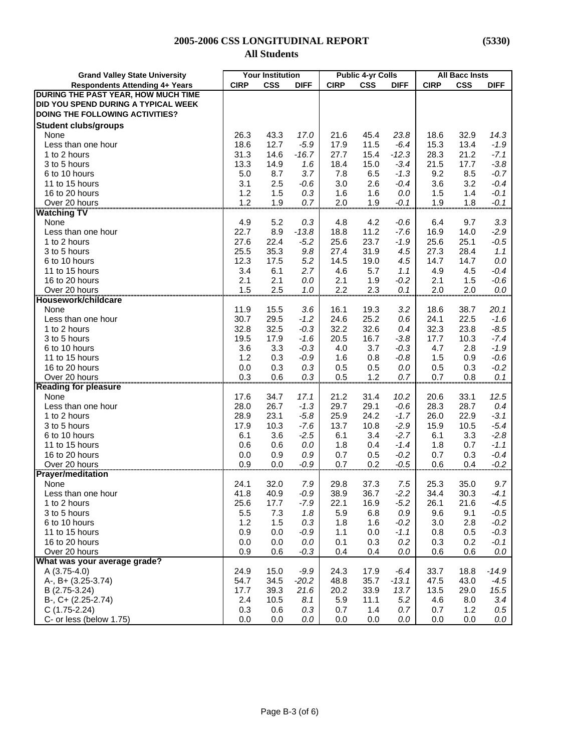# 2005-2006 CSS LONGITUDINAL REPORT (5330)

## All Students

| Grand Valley State University | Your Institution | | | Public 4-yr Colls | | | All Bacc Insts | | |
|---|---|---|---|---|---|---|---|---|---|
| Respondents Attending 4+ Years | CIRP | CSS | DIFF | CIRP | CSS | DIFF | CIRP | CSS | DIFF |
| **DURING THE PAST YEAR, HOW MUCH TIME DID YOU SPEND DURING A TYPICAL WEEK DOING THE FOLLOWING ACTIVITIES?** | | | | | | | | | |
| **Student clubs/groups** | | | | | | | | | |
| None | 26.3 | 43.3 | *17.0* | 21.6 | 45.4 | *23.8* | 18.6 | 32.9 | *14.3* |
| Less than one hour | 18.6 | 12.7 | *-5.9* | 17.9 | 11.5 | *-6.4* | 15.3 | 13.4 | *-1.9* |
| 1 to 2 hours | 31.3 | 14.6 | *-16.7* | 27.7 | 15.4 | *-12.3* | 28.3 | 21.2 | *-7.1* |
| 3 to 5 hours | 13.3 | 14.9 | *1.6* | 18.4 | 15.0 | *-3.4* | 21.5 | 17.7 | *-3.8* |
| 6 to 10 hours | 5.0 | 8.7 | *3.7* | 7.8 | 6.5 | *-1.3* | 9.2 | 8.5 | *-0.7* |
| 11 to 15 hours | 3.1 | 2.5 | *-0.6* | 3.0 | 2.6 | *-0.4* | 3.6 | 3.2 | *-0.4* |
| 16 to 20 hours | 1.2 | 1.5 | *0.3* | 1.6 | 1.6 | *0.0* | 1.5 | 1.4 | *-0.1* |
| Over 20 hours | 1.2 | 1.9 | *0.7* | 2.0 | 1.9 | *-0.1* | 1.9 | 1.8 | *-0.1* |
| **Watching TV** | | | | | | | | | |
| None | 4.9 | 5.2 | *0.3* | 4.8 | 4.2 | *-0.6* | 6.4 | 9.7 | *3.3* |
| Less than one hour | 22.7 | 8.9 | *-13.8* | 18.8 | 11.2 | *-7.6* | 16.9 | 14.0 | *-2.9* |
| 1 to 2 hours | 27.6 | 22.4 | *-5.2* | 25.6 | 23.7 | *-1.9* | 25.6 | 25.1 | *-0.5* |
| 3 to 5 hours | 25.5 | 35.3 | *9.8* | 27.4 | 31.9 | *4.5* | 27.3 | 28.4 | *1.1* |
| 6 to 10 hours | 12.3 | 17.5 | *5.2* | 14.5 | 19.0 | *4.5* | 14.7 | 14.7 | *0.0* |
| 11 to 15 hours | 3.4 | 6.1 | *2.7* | 4.6 | 5.7 | *1.1* | 4.9 | 4.5 | *-0.4* |
| 16 to 20 hours | 2.1 | 2.1 | *0.0* | 2.1 | 1.9 | *-0.2* | 2.1 | 1.5 | *-0.6* |
| Over 20 hours | 1.5 | 2.5 | *1.0* | 2.2 | 2.3 | *0.1* | 2.0 | 2.0 | *0.0* |
| **Housework/childcare** | | | | | | | | | |
| None | 11.9 | 15.5 | *3.6* | 16.1 | 19.3 | *3.2* | 18.6 | 38.7 | *20.1* |
| Less than one hour | 30.7 | 29.5 | *-1.2* | 24.6 | 25.2 | *0.6* | 24.1 | 22.5 | *-1.6* |
| 1 to 2 hours | 32.8 | 32.5 | *-0.3* | 32.2 | 32.6 | *0.4* | 32.3 | 23.8 | *-8.5* |
| 3 to 5 hours | 19.5 | 17.9 | *-1.6* | 20.5 | 16.7 | *-3.8* | 17.7 | 10.3 | *-7.4* |
| 6 to 10 hours | 3.6 | 3.3 | *-0.3* | 4.0 | 3.7 | *-0.3* | 4.7 | 2.8 | *-1.9* |
| 11 to 15 hours | 1.2 | 0.3 | *-0.9* | 1.6 | 0.8 | *-0.8* | 1.5 | 0.9 | *-0.6* |
| 16 to 20 hours | 0.0 | 0.3 | *0.3* | 0.5 | 0.5 | *0.0* | 0.5 | 0.3 | *-0.2* |
| Over 20 hours | 0.3 | 0.6 | *0.3* | 0.5 | 1.2 | *0.7* | 0.7 | 0.8 | *0.1* |
| **Reading for pleasure** | | | | | | | | | |
| None | 17.6 | 34.7 | *17.1* | 21.2 | 31.4 | *10.2* | 20.6 | 33.1 | *12.5* |
| Less than one hour | 28.0 | 26.7 | *-1.3* | 29.7 | 29.1 | *-0.6* | 28.3 | 28.7 | *0.4* |
| 1 to 2 hours | 28.9 | 23.1 | *-5.8* | 25.9 | 24.2 | *-1.7* | 26.0 | 22.9 | *-3.1* |
| 3 to 5 hours | 17.9 | 10.3 | *-7.6* | 13.7 | 10.8 | *-2.9* | 15.9 | 10.5 | *-5.4* |
| 6 to 10 hours | 6.1 | 3.6 | *-2.5* | 6.1 | 3.4 | *-2.7* | 6.1 | 3.3 | *-2.8* |
| 11 to 15 hours | 0.6 | 0.6 | *0.0* | 1.8 | 0.4 | *-1.4* | 1.8 | 0.7 | *-1.1* |
| 16 to 20 hours | 0.0 | 0.9 | *0.9* | 0.7 | 0.5 | *-0.2* | 0.7 | 0.3 | *-0.4* |
| Over 20 hours | 0.9 | 0.0 | *-0.9* | 0.7 | 0.2 | *-0.5* | 0.6 | 0.4 | *-0.2* |
| **Prayer/meditation** | | | | | | | | | |
| None | 24.1 | 32.0 | *7.9* | 29.8 | 37.3 | *7.5* | 25.3 | 35.0 | *9.7* |
| Less than one hour | 41.8 | 40.9 | *-0.9* | 38.9 | 36.7 | *-2.2* | 34.4 | 30.3 | *-4.1* |
| 1 to 2 hours | 25.6 | 17.7 | *-7.9* | 22.1 | 16.9 | *-5.2* | 26.1 | 21.6 | *-4.5* |
| 3 to 5 hours | 5.5 | 7.3 | *1.8* | 5.9 | 6.8 | *0.9* | 9.6 | 9.1 | *-0.5* |
| 6 to 10 hours | 1.2 | 1.5 | *0.3* | 1.8 | 1.6 | *-0.2* | 3.0 | 2.8 | *-0.2* |
| 11 to 15 hours | 0.9 | 0.0 | *-0.9* | 1.1 | 0.0 | *-1.1* | 0.8 | 0.5 | *-0.3* |
| 16 to 20 hours | 0.0 | 0.0 | *0.0* | 0.1 | 0.3 | *0.2* | 0.3 | 0.2 | *-0.1* |
| Over 20 hours | 0.9 | 0.6 | *-0.3* | 0.4 | 0.4 | *0.0* | 0.6 | 0.6 | *0.0* |
| **What was your average grade?** | | | | | | | | | |
| A (3.75-4.0) | 24.9 | 15.0 | *-9.9* | 24.3 | 17.9 | *-6.4* | 33.7 | 18.8 | *-14.9* |
| A-, B+ (3.25-3.74) | 54.7 | 34.5 | *-20.2* | 48.8 | 35.7 | *-13.1* | 47.5 | 43.0 | *-4.5* |
| B (2.75-3.24) | 17.7 | 39.3 | *21.6* | 20.2 | 33.9 | *13.7* | 13.5 | 29.0 | *15.5* |
| B-, C+ (2.25-2.74) | 2.4 | 10.5 | *8.1* | 5.9 | 11.1 | *5.2* | 4.6 | 8.0 | *3.4* |
| C (1.75-2.24) | 0.3 | 0.6 | *0.3* | 0.7 | 1.4 | *0.7* | 0.7 | 1.2 | *0.5* |
| C- or less (below 1.75) | 0.0 | 0.0 | *0.0* | 0.0 | 0.0 | *0.0* | 0.0 | 0.0 | *0.0* |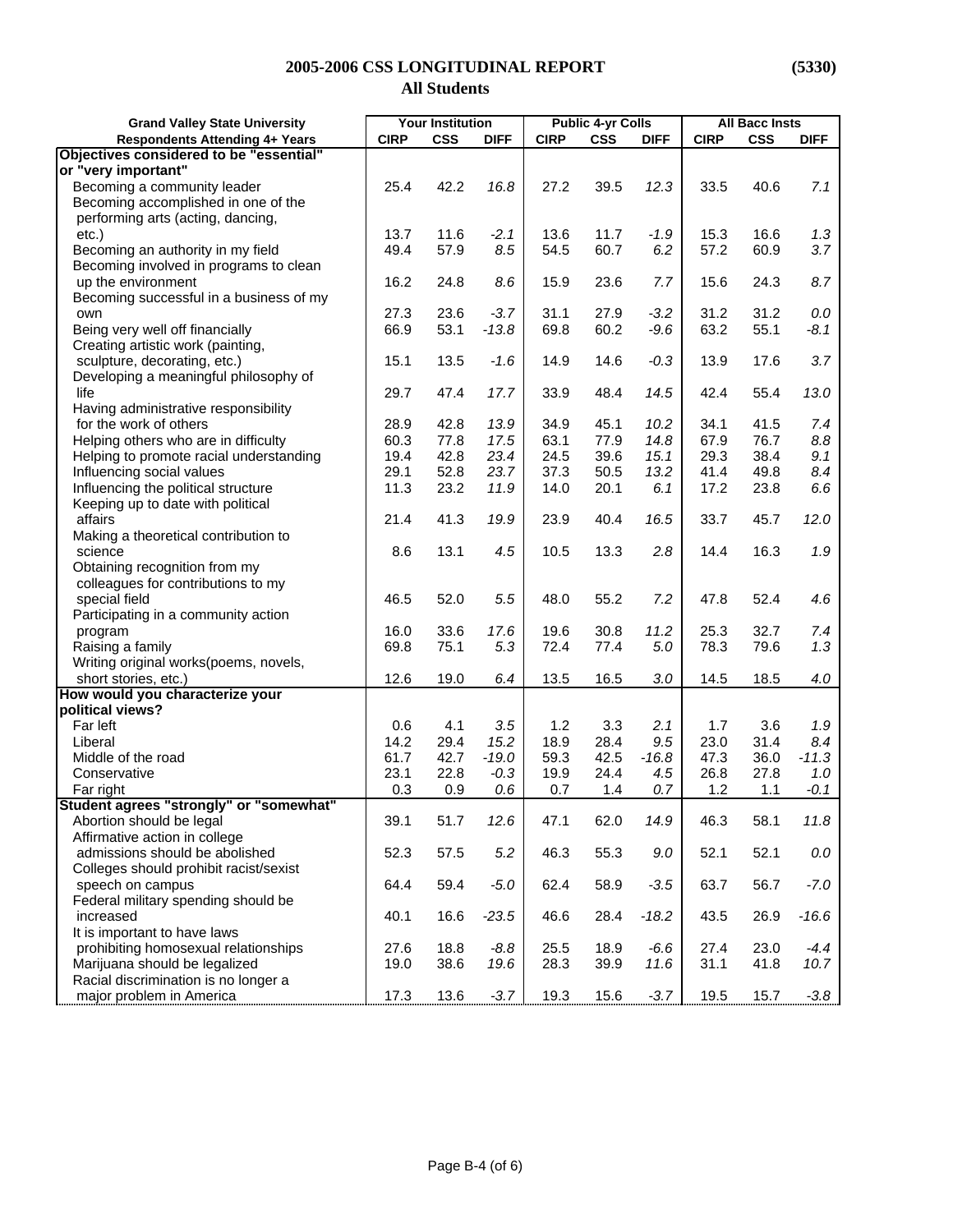# 2005-2006 CSS LONGITUDINAL REPORT (5330)

## All Students

| Grand Valley State University | Your Institution | | | Public 4-yr Colls | | | All Bacc Insts | | |
|---|---|---|---|---|---|---|---|---|---|
| **Respondents Attending 4+ Years** | **CIRP** | **CSS** | **DIFF** | **CIRP** | **CSS** | **DIFF** | **CIRP** | **CSS** | **DIFF** |
| **Objectives considered to be "essential" or "very important"** | | | | | | | | | |
| Becoming a community leader | 25.4 | 42.2 | *16.8* | 27.2 | 39.5 | *12.3* | 33.5 | 40.6 | *7.1* |
| Becoming accomplished in one of the performing arts (acting, dancing, etc.) | 13.7 | 11.6 | *-2.1* | 13.6 | 11.7 | *-1.9* | 15.3 | 16.6 | *1.3* |
| Becoming an authority in my field | 49.4 | 57.9 | *8.5* | 54.5 | 60.7 | *6.2* | 57.2 | 60.9 | *3.7* |
| Becoming involved in programs to clean up the environment | 16.2 | 24.8 | *8.6* | 15.9 | 23.6 | *7.7* | 15.6 | 24.3 | *8.7* |
| Becoming successful in a business of my own | 27.3 | 23.6 | *-3.7* | 31.1 | 27.9 | *-3.2* | 31.2 | 31.2 | *0.0* |
| Being very well off financially | 66.9 | 53.1 | *-13.8* | 69.8 | 60.2 | *-9.6* | 63.2 | 55.1 | *-8.1* |
| Creating artistic work (painting, sculpture, decorating, etc.) | 15.1 | 13.5 | *-1.6* | 14.9 | 14.6 | *-0.3* | 13.9 | 17.6 | *3.7* |
| Developing a meaningful philosophy of life | 29.7 | 47.4 | *17.7* | 33.9 | 48.4 | *14.5* | 42.4 | 55.4 | *13.0* |
| Having administrative responsibility for the work of others | 28.9 | 42.8 | *13.9* | 34.9 | 45.1 | *10.2* | 34.1 | 41.5 | *7.4* |
| Helping others who are in difficulty | 60.3 | 77.8 | *17.5* | 63.1 | 77.9 | *14.8* | 67.9 | 76.7 | *8.8* |
| Helping to promote racial understanding | 19.4 | 42.8 | *23.4* | 24.5 | 39.6 | *15.1* | 29.3 | 38.4 | *9.1* |
| Influencing social values | 29.1 | 52.8 | *23.7* | 37.3 | 50.5 | *13.2* | 41.4 | 49.8 | *8.4* |
| Influencing the political structure | 11.3 | 23.2 | *11.9* | 14.0 | 20.1 | *6.1* | 17.2 | 23.8 | *6.6* |
| Keeping up to date with political affairs | 21.4 | 41.3 | *19.9* | 23.9 | 40.4 | *16.5* | 33.7 | 45.7 | *12.0* |
| Making a theoretical contribution to science | 8.6 | 13.1 | *4.5* | 10.5 | 13.3 | *2.8* | 14.4 | 16.3 | *1.9* |
| Obtaining recognition from my colleagues for contributions to my special field | 46.5 | 52.0 | *5.5* | 48.0 | 55.2 | *7.2* | 47.8 | 52.4 | *4.6* |
| Participating in a community action program | 16.0 | 33.6 | *17.6* | 19.6 | 30.8 | *11.2* | 25.3 | 32.7 | *7.4* |
| Raising a family | 69.8 | 75.1 | *5.3* | 72.4 | 77.4 | *5.0* | 78.3 | 79.6 | *1.3* |
| Writing original works(poems, novels, short stories, etc.) | 12.6 | 19.0 | *6.4* | 13.5 | 16.5 | *3.0* | 14.5 | 18.5 | *4.0* |
| **How would you characterize your political views?** | | | | | | | | | |
| Far left | 0.6 | 4.1 | *3.5* | 1.2 | 3.3 | *2.1* | 1.7 | 3.6 | *1.9* |
| Liberal | 14.2 | 29.4 | *15.2* | 18.9 | 28.4 | *9.5* | 23.0 | 31.4 | *8.4* |
| Middle of the road | 61.7 | 42.7 | *-19.0* | 59.3 | 42.5 | *-16.8* | 47.3 | 36.0 | *-11.3* |
| Conservative | 23.1 | 22.8 | *-0.3* | 19.9 | 24.4 | *4.5* | 26.8 | 27.8 | *1.0* |
| Far right | 0.3 | 0.9 | *0.6* | 0.7 | 1.4 | *0.7* | 1.2 | 1.1 | *-0.1* |
| **Student agrees "strongly" or "somewhat"** | | | | | | | | | |
| Abortion should be legal | 39.1 | 51.7 | *12.6* | 47.1 | 62.0 | *14.9* | 46.3 | 58.1 | *11.8* |
| Affirmative action in college admissions should be abolished | 52.3 | 57.5 | *5.2* | 46.3 | 55.3 | *9.0* | 52.1 | 52.1 | *0.0* |
| Colleges should prohibit racist/sexist speech on campus | 64.4 | 59.4 | *-5.0* | 62.4 | 58.9 | *-3.5* | 63.7 | 56.7 | *-7.0* |
| Federal military spending should be increased | 40.1 | 16.6 | *-23.5* | 46.6 | 28.4 | *-18.2* | 43.5 | 26.9 | *-16.6* |
| It is important to have laws prohibiting homosexual relationships | 27.6 | 18.8 | *-8.8* | 25.5 | 18.9 | *-6.6* | 27.4 | 23.0 | *-4.4* |
| Marijuana should be legalized | 19.0 | 38.6 | *19.6* | 28.3 | 39.9 | *11.6* | 31.1 | 41.8 | *10.7* |
| Racial discrimination is no longer a major problem in America | 17.3 | 13.6 | *-3.7* | 19.3 | 15.6 | *-3.7* | 19.5 | 15.7 | *-3.8* |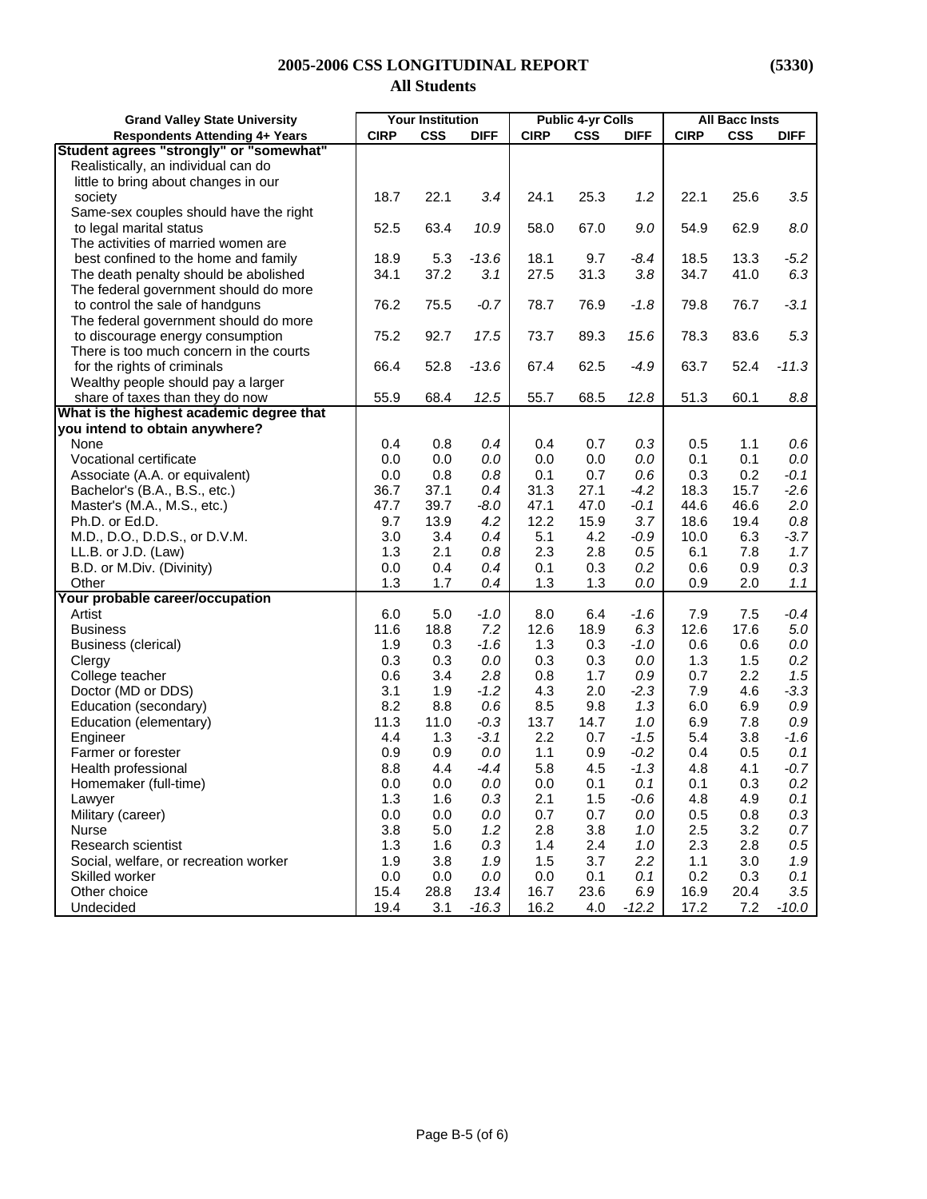# 2005-2006 CSS LONGITUDINAL REPORT (5330)

## All Students

| Grand Valley State University | Your Institution | | | Public 4-yr Colls | | | All Bacc Insts | | |
|---|---|---|---|---|---|---|---|---|---|
| Respondents Attending 4+ Years | CIRP | CSS | DIFF | CIRP | CSS | DIFF | CIRP | CSS | DIFF |
| **Student agrees "strongly" or "somewhat"** | | | | | | | | | |
| Realistically, an individual can do little to bring about changes in our society | 18.7 | 22.1 | *3.4* | 24.1 | 25.3 | *1.2* | 22.1 | 25.6 | *3.5* |
| Same-sex couples should have the right to legal marital status | 52.5 | 63.4 | *10.9* | 58.0 | 67.0 | *9.0* | 54.9 | 62.9 | *8.0* |
| The activities of married women are best confined to the home and family | 18.9 | 5.3 | *-13.6* | 18.1 | 9.7 | *-8.4* | 18.5 | 13.3 | *-5.2* |
| The death penalty should be abolished | 34.1 | 37.2 | *3.1* | 27.5 | 31.3 | *3.8* | 34.7 | 41.0 | *6.3* |
| The federal government should do more to control the sale of handguns | 76.2 | 75.5 | *-0.7* | 78.7 | 76.9 | *-1.8* | 79.8 | 76.7 | *-3.1* |
| The federal government should do more to discourage energy consumption | 75.2 | 92.7 | *17.5* | 73.7 | 89.3 | *15.6* | 78.3 | 83.6 | *5.3* |
| There is too much concern in the courts for the rights of criminals | 66.4 | 52.8 | *-13.6* | 67.4 | 62.5 | *-4.9* | 63.7 | 52.4 | *-11.3* |
| Wealthy people should pay a larger share of taxes than they do now | 55.9 | 68.4 | *12.5* | 55.7 | 68.5 | *12.8* | 51.3 | 60.1 | *8.8* |
| **What is the highest academic degree that you intend to obtain anywhere?** | | | | | | | | | |
| None | 0.4 | 0.8 | *0.4* | 0.4 | 0.7 | *0.3* | 0.5 | 1.1 | *0.6* |
| Vocational certificate | 0.0 | 0.0 | *0.0* | 0.0 | 0.0 | *0.0* | 0.1 | 0.1 | *0.0* |
| Associate (A.A. or equivalent) | 0.0 | 0.8 | *0.8* | 0.1 | 0.7 | *0.6* | 0.3 | 0.2 | *-0.1* |
| Bachelor's (B.A., B.S., etc.) | 36.7 | 37.1 | *0.4* | 31.3 | 27.1 | *-4.2* | 18.3 | 15.7 | *-2.6* |
| Master's (M.A., M.S., etc.) | 47.7 | 39.7 | *-8.0* | 47.1 | 47.0 | *-0.1* | 44.6 | 46.6 | *2.0* |
| Ph.D. or Ed.D. | 9.7 | 13.9 | *4.2* | 12.2 | 15.9 | *3.7* | 18.6 | 19.4 | *0.8* |
| M.D., D.O., D.D.S., or D.V.M. | 3.0 | 3.4 | *0.4* | 5.1 | 4.2 | *-0.9* | 10.0 | 6.3 | *-3.7* |
| LL.B. or J.D. (Law) | 1.3 | 2.1 | *0.8* | 2.3 | 2.8 | *0.5* | 6.1 | 7.8 | *1.7* |
| B.D. or M.Div. (Divinity) | 0.0 | 0.4 | *0.4* | 0.1 | 0.3 | *0.2* | 0.6 | 0.9 | *0.3* |
| Other | 1.3 | 1.7 | *0.4* | 1.3 | 1.3 | *0.0* | 0.9 | 2.0 | *1.1* |
| **Your probable career/occupation** | | | | | | | | | |
| Artist | 6.0 | 5.0 | *-1.0* | 8.0 | 6.4 | *-1.6* | 7.9 | 7.5 | *-0.4* |
| Business | 11.6 | 18.8 | *7.2* | 12.6 | 18.9 | *6.3* | 12.6 | 17.6 | *5.0* |
| Business (clerical) | 1.9 | 0.3 | *-1.6* | 1.3 | 0.3 | *-1.0* | 0.6 | 0.6 | *0.0* |
| Clergy | 0.3 | 0.3 | *0.0* | 0.3 | 0.3 | *0.0* | 1.3 | 1.5 | *0.2* |
| College teacher | 0.6 | 3.4 | *2.8* | 0.8 | 1.7 | *0.9* | 0.7 | 2.2 | *1.5* |
| Doctor (MD or DDS) | 3.1 | 1.9 | *-1.2* | 4.3 | 2.0 | *-2.3* | 7.9 | 4.6 | *-3.3* |
| Education (secondary) | 8.2 | 8.8 | *0.6* | 8.5 | 9.8 | *1.3* | 6.0 | 6.9 | *0.9* |
| Education (elementary) | 11.3 | 11.0 | *-0.3* | 13.7 | 14.7 | *1.0* | 6.9 | 7.8 | *0.9* |
| Engineer | 4.4 | 1.3 | *-3.1* | 2.2 | 0.7 | *-1.5* | 5.4 | 3.8 | *-1.6* |
| Farmer or forester | 0.9 | 0.9 | *0.0* | 1.1 | 0.9 | *-0.2* | 0.4 | 0.5 | *0.1* |
| Health professional | 8.8 | 4.4 | *-4.4* | 5.8 | 4.5 | *-1.3* | 4.8 | 4.1 | *-0.7* |
| Homemaker (full-time) | 0.0 | 0.0 | *0.0* | 0.0 | 0.1 | *0.1* | 0.1 | 0.3 | *0.2* |
| Lawyer | 1.3 | 1.6 | *0.3* | 2.1 | 1.5 | *-0.6* | 4.8 | 4.9 | *0.1* |
| Military (career) | 0.0 | 0.0 | *0.0* | 0.7 | 0.7 | *0.0* | 0.5 | 0.8 | *0.3* |
| Nurse | 3.8 | 5.0 | *1.2* | 2.8 | 3.8 | *1.0* | 2.5 | 3.2 | *0.7* |
| Research scientist | 1.3 | 1.6 | *0.3* | 1.4 | 2.4 | *1.0* | 2.3 | 2.8 | *0.5* |
| Social, welfare, or recreation worker | 1.9 | 3.8 | *1.9* | 1.5 | 3.7 | *2.2* | 1.1 | 3.0 | *1.9* |
| Skilled worker | 0.0 | 0.0 | *0.0* | 0.0 | 0.1 | *0.1* | 0.2 | 0.3 | *0.1* |
| Other choice | 15.4 | 28.8 | *13.4* | 16.7 | 23.6 | *6.9* | 16.9 | 20.4 | *3.5* |
| Undecided | 19.4 | 3.1 | *-16.3* | 16.2 | 4.0 | *-12.2* | 17.2 | 7.2 | *-10.0* |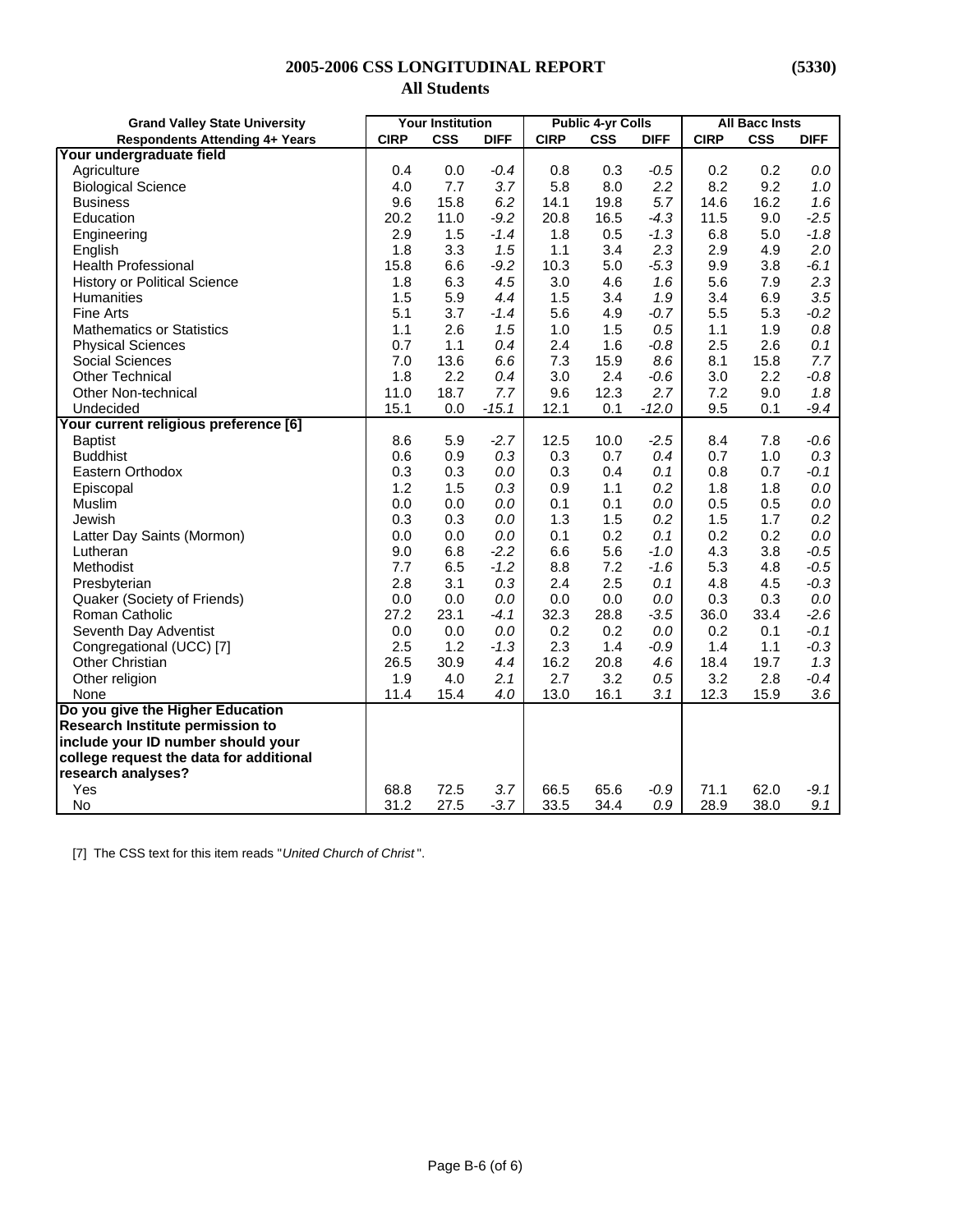# 2005-2006 CSS LONGITUDINAL REPORT (5330)

## All Students

| Grand Valley State University | Your Institution | | | Public 4-yr Colls | | | All Bacc Insts | | |
|---|---|---|---|---|---|---|---|---|---|
| Respondents Attending 4+ Years | CIRP | CSS | DIFF | CIRP | CSS | DIFF | CIRP | CSS | DIFF |
| **Your undergraduate field** | | | | | | | | | |
| Agriculture | 0.4 | 0.0 | *-0.4* | 0.8 | 0.3 | *-0.5* | 0.2 | 0.2 | *0.0* |
| Biological Science | 4.0 | 7.7 | *3.7* | 5.8 | 8.0 | *2.2* | 8.2 | 9.2 | *1.0* |
| Business | 9.6 | 15.8 | *6.2* | 14.1 | 19.8 | *5.7* | 14.6 | 16.2 | *1.6* |
| Education | 20.2 | 11.0 | *-9.2* | 20.8 | 16.5 | *-4.3* | 11.5 | 9.0 | *-2.5* |
| Engineering | 2.9 | 1.5 | *-1.4* | 1.8 | 0.5 | *-1.3* | 6.8 | 5.0 | *-1.8* |
| English | 1.8 | 3.3 | *1.5* | 1.1 | 3.4 | *2.3* | 2.9 | 4.9 | *2.0* |
| Health Professional | 15.8 | 6.6 | *-9.2* | 10.3 | 5.0 | *-5.3* | 9.9 | 3.8 | *-6.1* |
| History or Political Science | 1.8 | 6.3 | *4.5* | 3.0 | 4.6 | *1.6* | 5.6 | 7.9 | *2.3* |
| Humanities | 1.5 | 5.9 | *4.4* | 1.5 | 3.4 | *1.9* | 3.4 | 6.9 | *3.5* |
| Fine Arts | 5.1 | 3.7 | *-1.4* | 5.6 | 4.9 | *-0.7* | 5.5 | 5.3 | *-0.2* |
| Mathematics or Statistics | 1.1 | 2.6 | *1.5* | 1.0 | 1.5 | *0.5* | 1.1 | 1.9 | *0.8* |
| Physical Sciences | 0.7 | 1.1 | *0.4* | 2.4 | 1.6 | *-0.8* | 2.5 | 2.6 | *0.1* |
| Social Sciences | 7.0 | 13.6 | *6.6* | 7.3 | 15.9 | *8.6* | 8.1 | 15.8 | *7.7* |
| Other Technical | 1.8 | 2.2 | *0.4* | 3.0 | 2.4 | *-0.6* | 3.0 | 2.2 | *-0.8* |
| Other Non-technical | 11.0 | 18.7 | *7.7* | 9.6 | 12.3 | *2.7* | 7.2 | 9.0 | *1.8* |
| Undecided | 15.1 | 0.0 | *-15.1* | 12.1 | 0.1 | *-12.0* | 9.5 | 0.1 | *-9.4* |
| **Your current religious preference [6]** | | | | | | | | | |
| Baptist | 8.6 | 5.9 | *-2.7* | 12.5 | 10.0 | *-2.5* | 8.4 | 7.8 | *-0.6* |
| Buddhist | 0.6 | 0.9 | *0.3* | 0.3 | 0.7 | *0.4* | 0.7 | 1.0 | *0.3* |
| Eastern Orthodox | 0.3 | 0.3 | *0.0* | 0.3 | 0.4 | *0.1* | 0.8 | 0.7 | *-0.1* |
| Episcopal | 1.2 | 1.5 | *0.3* | 0.9 | 1.1 | *0.2* | 1.8 | 1.8 | *0.0* |
| Muslim | 0.0 | 0.0 | *0.0* | 0.1 | 0.1 | *0.0* | 0.5 | 0.5 | *0.0* |
| Jewish | 0.3 | 0.3 | *0.0* | 1.3 | 1.5 | *0.2* | 1.5 | 1.7 | *0.2* |
| Latter Day Saints (Mormon) | 0.0 | 0.0 | *0.0* | 0.1 | 0.2 | *0.1* | 0.2 | 0.2 | *0.0* |
| Lutheran | 9.0 | 6.8 | *-2.2* | 6.6 | 5.6 | *-1.0* | 4.3 | 3.8 | *-0.5* |
| Methodist | 7.7 | 6.5 | *-1.2* | 8.8 | 7.2 | *-1.6* | 5.3 | 4.8 | *-0.5* |
| Presbyterian | 2.8 | 3.1 | *0.3* | 2.4 | 2.5 | *0.1* | 4.8 | 4.5 | *-0.3* |
| Quaker (Society of Friends) | 0.0 | 0.0 | *0.0* | 0.0 | 0.0 | *0.0* | 0.3 | 0.3 | *0.0* |
| Roman Catholic | 27.2 | 23.1 | *-4.1* | 32.3 | 28.8 | *-3.5* | 36.0 | 33.4 | *-2.6* |
| Seventh Day Adventist | 0.0 | 0.0 | *0.0* | 0.2 | 0.2 | *0.0* | 0.2 | 0.1 | *-0.1* |
| Congregational (UCC) [7] | 2.5 | 1.2 | *-1.3* | 2.3 | 1.4 | *-0.9* | 1.4 | 1.1 | *-0.3* |
| Other Christian | 26.5 | 30.9 | *4.4* | 16.2 | 20.8 | *4.6* | 18.4 | 19.7 | *1.3* |
| Other religion | 1.9 | 4.0 | *2.1* | 2.7 | 3.2 | *0.5* | 3.2 | 2.8 | *-0.4* |
| None | 11.4 | 15.4 | *4.0* | 13.0 | 16.1 | *3.1* | 12.3 | 15.9 | *3.6* |
| **Do you give the Higher Education Research Institute permission to include your ID number should your college request the data for additional research analyses?** | | | | | | | | | |
| Yes | 68.8 | 72.5 | *3.7* | 66.5 | 65.6 | *-0.9* | 71.1 | 62.0 | *-9.1* |
| No | 31.2 | 27.5 | *-3.7* | 33.5 | 34.4 | *0.9* | 28.9 | 38.0 | *9.1* |

[7] The CSS text for this item reads "*United Church of Christ*".